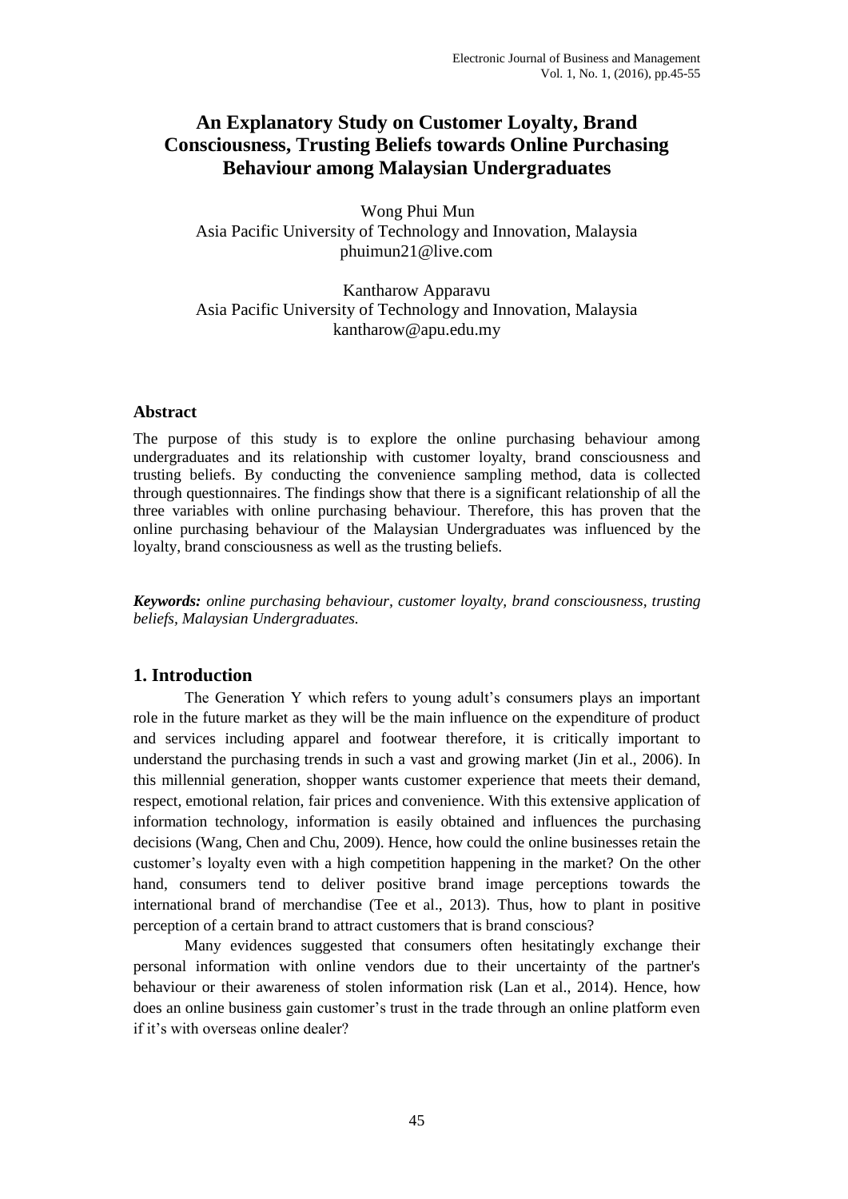# An Explanatory Study on Customer Loyalty, Brand Consciousness, Trusting Beliefs towards Online Purchasing Behaviour among Malaysian Undergraduates

Wong Phui Mun  
Asia Pacific University of Technology and Innovation, Malaysia  
phuimun21@live.com

Kantharow Apparavu  
Asia Pacific University of Technology and Innovation, Malaysia  
kantharow@apu.edu.my

## Abstract

The purpose of this study is to explore the online purchasing behaviour among undergraduates and its relationship with customer loyalty, brand consciousness and trusting beliefs. By conducting the convenience sampling method, data is collected through questionnaires. The findings show that there is a significant relationship of all the three variables with online purchasing behaviour. Therefore, this has proven that the online purchasing behaviour of the Malaysian Undergraduates was influenced by the loyalty, brand consciousness as well as the trusting beliefs.

***Keywords:*** *online purchasing behaviour, customer loyalty, brand consciousness, trusting beliefs, Malaysian Undergraduates.*

## 1. Introduction

The Generation Y which refers to young adult's consumers plays an important role in the future market as they will be the main influence on the expenditure of product and services including apparel and footwear therefore, it is critically important to understand the purchasing trends in such a vast and growing market (Jin et al., 2006). In this millennial generation, shopper wants customer experience that meets their demand, respect, emotional relation, fair prices and convenience. With this extensive application of information technology, information is easily obtained and influences the purchasing decisions (Wang, Chen and Chu, 2009). Hence, how could the online businesses retain the customer's loyalty even with a high competition happening in the market? On the other hand, consumers tend to deliver positive brand image perceptions towards the international brand of merchandise (Tee et al., 2013). Thus, how to plant in positive perception of a certain brand to attract customers that is brand conscious?

Many evidences suggested that consumers often hesitatingly exchange their personal information with online vendors due to their uncertainty of the partner's behaviour or their awareness of stolen information risk (Lan et al., 2014). Hence, how does an online business gain customer's trust in the trade through an online platform even if it's with overseas online dealer?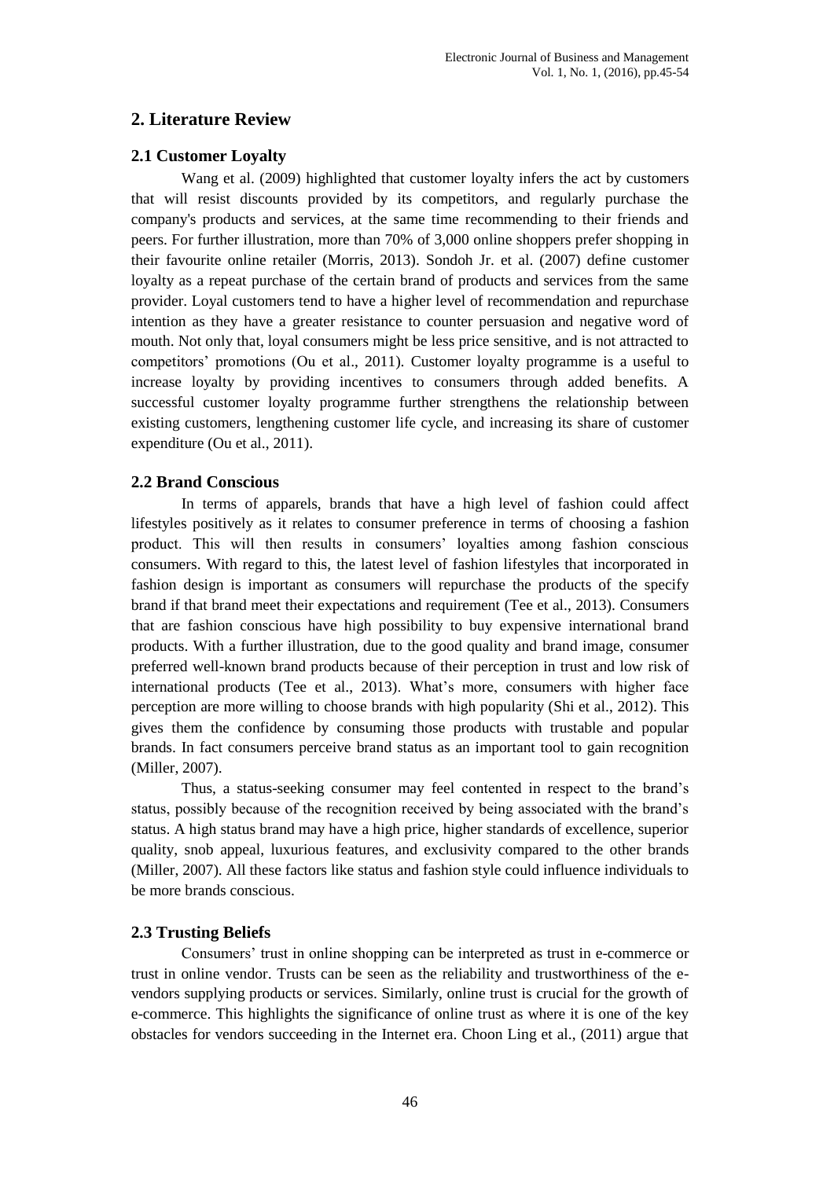## 2. Literature Review

### 2.1 Customer Loyalty

Wang et al. (2009) highlighted that customer loyalty infers the act by customers that will resist discounts provided by its competitors, and regularly purchase the company's products and services, at the same time recommending to their friends and peers. For further illustration, more than 70% of 3,000 online shoppers prefer shopping in their favourite online retailer (Morris, 2013). Sondoh Jr. et al. (2007) define customer loyalty as a repeat purchase of the certain brand of products and services from the same provider. Loyal customers tend to have a higher level of recommendation and repurchase intention as they have a greater resistance to counter persuasion and negative word of mouth. Not only that, loyal consumers might be less price sensitive, and is not attracted to competitors' promotions (Ou et al., 2011). Customer loyalty programme is a useful to increase loyalty by providing incentives to consumers through added benefits. A successful customer loyalty programme further strengthens the relationship between existing customers, lengthening customer life cycle, and increasing its share of customer expenditure (Ou et al., 2011).

### 2.2 Brand Conscious

In terms of apparels, brands that have a high level of fashion could affect lifestyles positively as it relates to consumer preference in terms of choosing a fashion product. This will then results in consumers' loyalties among fashion conscious consumers. With regard to this, the latest level of fashion lifestyles that incorporated in fashion design is important as consumers will repurchase the products of the specify brand if that brand meet their expectations and requirement (Tee et al., 2013). Consumers that are fashion conscious have high possibility to buy expensive international brand products. With a further illustration, due to the good quality and brand image, consumer preferred well-known brand products because of their perception in trust and low risk of international products (Tee et al., 2013). What's more, consumers with higher face perception are more willing to choose brands with high popularity (Shi et al., 2012). This gives them the confidence by consuming those products with trustable and popular brands. In fact consumers perceive brand status as an important tool to gain recognition (Miller, 2007).

Thus, a status-seeking consumer may feel contented in respect to the brand's status, possibly because of the recognition received by being associated with the brand's status. A high status brand may have a high price, higher standards of excellence, superior quality, snob appeal, luxurious features, and exclusivity compared to the other brands (Miller, 2007). All these factors like status and fashion style could influence individuals to be more brands conscious.

### 2.3 Trusting Beliefs

Consumers' trust in online shopping can be interpreted as trust in e-commerce or trust in online vendor. Trusts can be seen as the reliability and trustworthiness of the e-vendors supplying products or services. Similarly, online trust is crucial for the growth of e-commerce. This highlights the significance of online trust as where it is one of the key obstacles for vendors succeeding in the Internet era. Choon Ling et al., (2011) argue that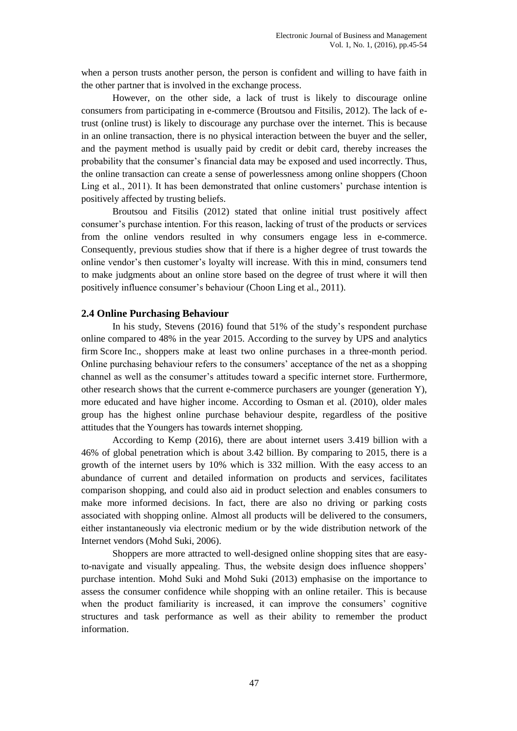when a person trusts another person, the person is confident and willing to have faith in the other partner that is involved in the exchange process.

However, on the other side, a lack of trust is likely to discourage online consumers from participating in e-commerce (Broutsou and Fitsilis, 2012). The lack of e-trust (online trust) is likely to discourage any purchase over the internet. This is because in an online transaction, there is no physical interaction between the buyer and the seller, and the payment method is usually paid by credit or debit card, thereby increases the probability that the consumer's financial data may be exposed and used incorrectly. Thus, the online transaction can create a sense of powerlessness among online shoppers (Choon Ling et al., 2011). It has been demonstrated that online customers' purchase intention is positively affected by trusting beliefs.

Broutsou and Fitsilis (2012) stated that online initial trust positively affect consumer's purchase intention. For this reason, lacking of trust of the products or services from the online vendors resulted in why consumers engage less in e-commerce. Consequently, previous studies show that if there is a higher degree of trust towards the online vendor's then customer's loyalty will increase. With this in mind, consumers tend to make judgments about an online store based on the degree of trust where it will then positively influence consumer's behaviour (Choon Ling et al., 2011).

## 2.4 Online Purchasing Behaviour

In his study, Stevens (2016) found that 51% of the study's respondent purchase online compared to 48% in the year 2015. According to the survey by UPS and analytics firm Score Inc., shoppers make at least two online purchases in a three-month period. Online purchasing behaviour refers to the consumers' acceptance of the net as a shopping channel as well as the consumer's attitudes toward a specific internet store. Furthermore, other research shows that the current e-commerce purchasers are younger (generation Y), more educated and have higher income. According to Osman et al. (2010), older males group has the highest online purchase behaviour despite, regardless of the positive attitudes that the Youngers has towards internet shopping.

According to Kemp (2016), there are about internet users 3.419 billion with a 46% of global penetration which is about 3.42 billion. By comparing to 2015, there is a growth of the internet users by 10% which is 332 million. With the easy access to an abundance of current and detailed information on products and services, facilitates comparison shopping, and could also aid in product selection and enables consumers to make more informed decisions. In fact, there are also no driving or parking costs associated with shopping online. Almost all products will be delivered to the consumers, either instantaneously via electronic medium or by the wide distribution network of the Internet vendors (Mohd Suki, 2006).

Shoppers are more attracted to well-designed online shopping sites that are easy-to-navigate and visually appealing. Thus, the website design does influence shoppers' purchase intention. Mohd Suki and Mohd Suki (2013) emphasise on the importance to assess the consumer confidence while shopping with an online retailer. This is because when the product familiarity is increased, it can improve the consumers' cognitive structures and task performance as well as their ability to remember the product information.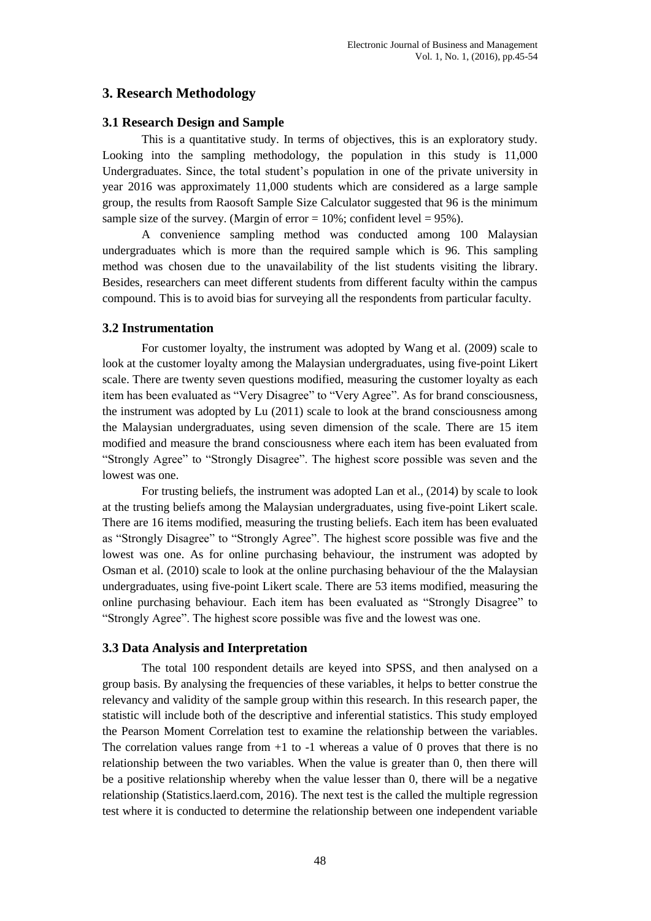## 3. Research Methodology

### 3.1 Research Design and Sample

This is a quantitative study. In terms of objectives, this is an exploratory study. Looking into the sampling methodology, the population in this study is 11,000 Undergraduates. Since, the total student's population in one of the private university in year 2016 was approximately 11,000 students which are considered as a large sample group, the results from Raosoft Sample Size Calculator suggested that 96 is the minimum sample size of the survey. (Margin of error = 10%; confident level = 95%).

A convenience sampling method was conducted among 100 Malaysian undergraduates which is more than the required sample which is 96. This sampling method was chosen due to the unavailability of the list students visiting the library. Besides, researchers can meet different students from different faculty within the campus compound. This is to avoid bias for surveying all the respondents from particular faculty.

### 3.2 Instrumentation

For customer loyalty, the instrument was adopted by Wang et al. (2009) scale to look at the customer loyalty among the Malaysian undergraduates, using five-point Likert scale. There are twenty seven questions modified, measuring the customer loyalty as each item has been evaluated as "Very Disagree" to "Very Agree". As for brand consciousness, the instrument was adopted by Lu (2011) scale to look at the brand consciousness among the Malaysian undergraduates, using seven dimension of the scale. There are 15 item modified and measure the brand consciousness where each item has been evaluated from "Strongly Agree" to "Strongly Disagree". The highest score possible was seven and the lowest was one.

For trusting beliefs, the instrument was adopted Lan et al., (2014) by scale to look at the trusting beliefs among the Malaysian undergraduates, using five-point Likert scale. There are 16 items modified, measuring the trusting beliefs. Each item has been evaluated as "Strongly Disagree" to "Strongly Agree". The highest score possible was five and the lowest was one. As for online purchasing behaviour, the instrument was adopted by Osman et al. (2010) scale to look at the online purchasing behaviour of the the Malaysian undergraduates, using five-point Likert scale. There are 53 items modified, measuring the online purchasing behaviour. Each item has been evaluated as "Strongly Disagree" to "Strongly Agree". The highest score possible was five and the lowest was one.

### 3.3 Data Analysis and Interpretation

The total 100 respondent details are keyed into SPSS, and then analysed on a group basis. By analysing the frequencies of these variables, it helps to better construe the relevancy and validity of the sample group within this research. In this research paper, the statistic will include both of the descriptive and inferential statistics. This study employed the Pearson Moment Correlation test to examine the relationship between the variables. The correlation values range from +1 to -1 whereas a value of 0 proves that there is no relationship between the two variables. When the value is greater than 0, then there will be a positive relationship whereby when the value lesser than 0, there will be a negative relationship (Statistics.laerd.com, 2016). The next test is the called the multiple regression test where it is conducted to determine the relationship between one independent variable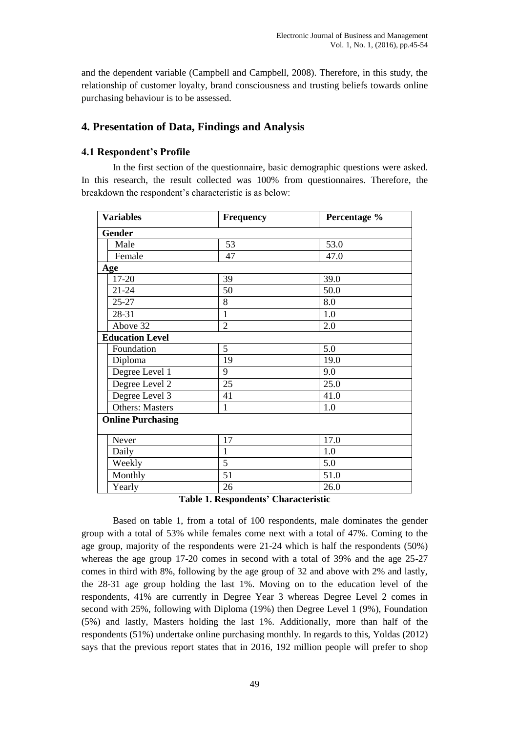and the dependent variable (Campbell and Campbell, 2008). Therefore, in this study, the relationship of customer loyalty, brand consciousness and trusting beliefs towards online purchasing behaviour is to be assessed.

## 4. Presentation of Data, Findings and Analysis

### 4.1 Respondent's Profile

In the first section of the questionnaire, basic demographic questions were asked. In this research, the result collected was 100% from questionnaires. Therefore, the breakdown the respondent's characteristic is as below:

| Variables | Frequency | Percentage % |
|---|---|---|
| **Gender** | | |
| Male | 53 | 53.0 |
| Female | 47 | 47.0 |
| **Age** | | |
| 17-20 | 39 | 39.0 |
| 21-24 | 50 | 50.0 |
| 25-27 | 8 | 8.0 |
| 28-31 | 1 | 1.0 |
| Above 32 | 2 | 2.0 |
| **Education Level** | | |
| Foundation | 5 | 5.0 |
| Diploma | 19 | 19.0 |
| Degree Level 1 | 9 | 9.0 |
| Degree Level 2 | 25 | 25.0 |
| Degree Level 3 | 41 | 41.0 |
| Others: Masters | 1 | 1.0 |
| **Online Purchasing** | | |
| Never | 17 | 17.0 |
| Daily | 1 | 1.0 |
| Weekly | 5 | 5.0 |
| Monthly | 51 | 51.0 |
| Yearly | 26 | 26.0 |

**Table 1. Respondents' Characteristic**

Based on table 1, from a total of 100 respondents, male dominates the gender group with a total of 53% while females come next with a total of 47%. Coming to the age group, majority of the respondents were 21-24 which is half the respondents (50%) whereas the age group 17-20 comes in second with a total of 39% and the age 25-27 comes in third with 8%, following by the age group of 32 and above with 2% and lastly, the 28-31 age group holding the last 1%. Moving on to the education level of the respondents, 41% are currently in Degree Year 3 whereas Degree Level 2 comes in second with 25%, following with Diploma (19%) then Degree Level 1 (9%), Foundation (5%) and lastly, Masters holding the last 1%. Additionally, more than half of the respondents (51%) undertake online purchasing monthly. In regards to this, Yoldas (2012) says that the previous report states that in 2016, 192 million people will prefer to shop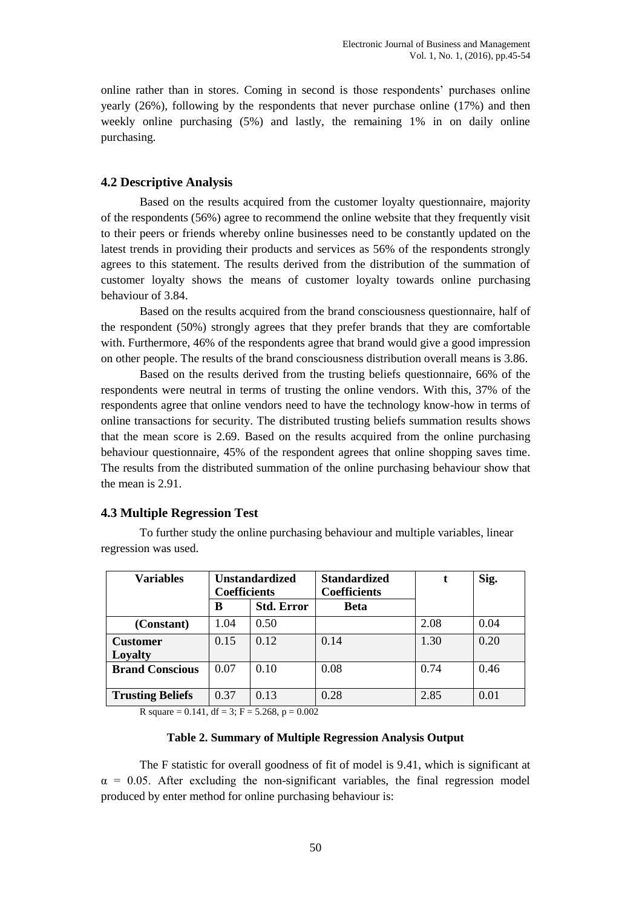online rather than in stores. Coming in second is those respondents' purchases online yearly (26%), following by the respondents that never purchase online (17%) and then weekly online purchasing (5%) and lastly, the remaining 1% in on daily online purchasing.

### 4.2 Descriptive Analysis

Based on the results acquired from the customer loyalty questionnaire, majority of the respondents (56%) agree to recommend the online website that they frequently visit to their peers or friends whereby online businesses need to be constantly updated on the latest trends in providing their products and services as 56% of the respondents strongly agrees to this statement. The results derived from the distribution of the summation of customer loyalty shows the means of customer loyalty towards online purchasing behaviour of 3.84.

Based on the results acquired from the brand consciousness questionnaire, half of the respondent (50%) strongly agrees that they prefer brands that they are comfortable with. Furthermore, 46% of the respondents agree that brand would give a good impression on other people. The results of the brand consciousness distribution overall means is 3.86.

Based on the results derived from the trusting beliefs questionnaire, 66% of the respondents were neutral in terms of trusting the online vendors. With this, 37% of the respondents agree that online vendors need to have the technology know-how in terms of online transactions for security. The distributed trusting beliefs summation results shows that the mean score is 2.69. Based on the results acquired from the online purchasing behaviour questionnaire, 45% of the respondent agrees that online shopping saves time. The results from the distributed summation of the online purchasing behaviour show that the mean is 2.91.

### 4.3 Multiple Regression Test

To further study the online purchasing behaviour and multiple variables, linear regression was used.

| Variables | Unstandardized Coefficients | | Standardized Coefficients | t | Sig. |
|---|---|---|---|---|---|
| | B | Std. Error | Beta | | |
| (Constant) | 1.04 | 0.50 | | 2.08 | 0.04 |
| Customer Loyalty | 0.15 | 0.12 | 0.14 | 1.30 | 0.20 |
| Brand Conscious | 0.07 | 0.10 | 0.08 | 0.74 | 0.46 |
| Trusting Beliefs | 0.37 | 0.13 | 0.28 | 2.85 | 0.01 |

R square = 0.141, df = 3; F = 5.268, p = 0.002

**Table 2. Summary of Multiple Regression Analysis Output**

The F statistic for overall goodness of fit of model is 9.41, which is significant at $\alpha = 0.05$. After excluding the non-significant variables, the final regression model produced by enter method for online purchasing behaviour is: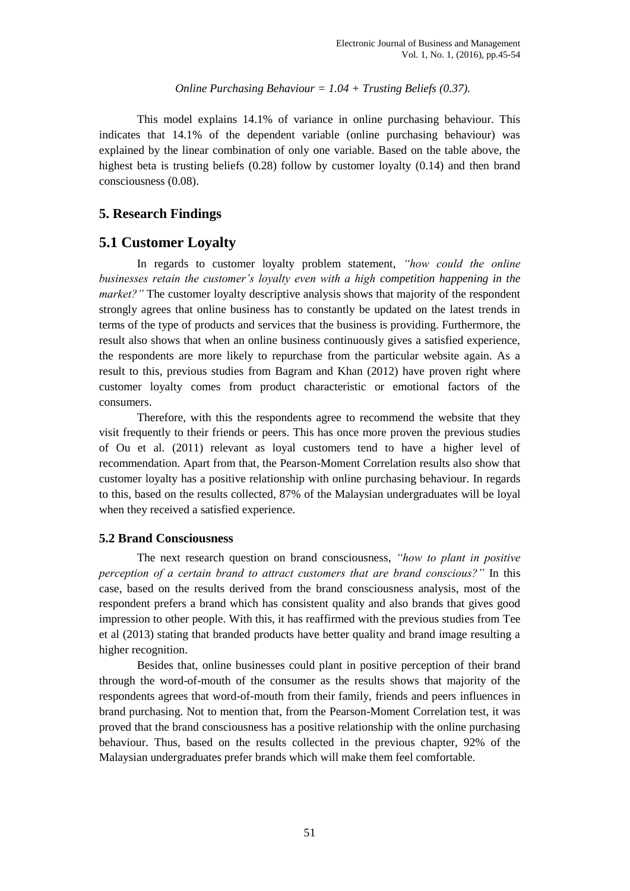*Online Purchasing Behaviour = 1.04 + Trusting Beliefs (0.37).*

This model explains 14.1% of variance in online purchasing behaviour. This indicates that 14.1% of the dependent variable (online purchasing behaviour) was explained by the linear combination of only one variable. Based on the table above, the highest beta is trusting beliefs (0.28) follow by customer loyalty (0.14) and then brand consciousness (0.08).

## 5. Research Findings

## 5.1 Customer Loyalty

In regards to customer loyalty problem statement, *"how could the online businesses retain the customer's loyalty even with a high competition happening in the market?"* The customer loyalty descriptive analysis shows that majority of the respondent strongly agrees that online business has to constantly be updated on the latest trends in terms of the type of products and services that the business is providing. Furthermore, the result also shows that when an online business continuously gives a satisfied experience, the respondents are more likely to repurchase from the particular website again. As a result to this, previous studies from Bagram and Khan (2012) have proven right where customer loyalty comes from product characteristic or emotional factors of the consumers.

Therefore, with this the respondents agree to recommend the website that they visit frequently to their friends or peers. This has once more proven the previous studies of Ou et al. (2011) relevant as loyal customers tend to have a higher level of recommendation. Apart from that, the Pearson-Moment Correlation results also show that customer loyalty has a positive relationship with online purchasing behaviour. In regards to this, based on the results collected, 87% of the Malaysian undergraduates will be loyal when they received a satisfied experience.

### 5.2 Brand Consciousness

The next research question on brand consciousness, *"how to plant in positive perception of a certain brand to attract customers that are brand conscious?"* In this case, based on the results derived from the brand consciousness analysis, most of the respondent prefers a brand which has consistent quality and also brands that gives good impression to other people. With this, it has reaffirmed with the previous studies from Tee et al (2013) stating that branded products have better quality and brand image resulting a higher recognition.

Besides that, online businesses could plant in positive perception of their brand through the word-of-mouth of the consumer as the results shows that majority of the respondents agrees that word-of-mouth from their family, friends and peers influences in brand purchasing. Not to mention that, from the Pearson-Moment Correlation test, it was proved that the brand consciousness has a positive relationship with the online purchasing behaviour. Thus, based on the results collected in the previous chapter, 92% of the Malaysian undergraduates prefer brands which will make them feel comfortable.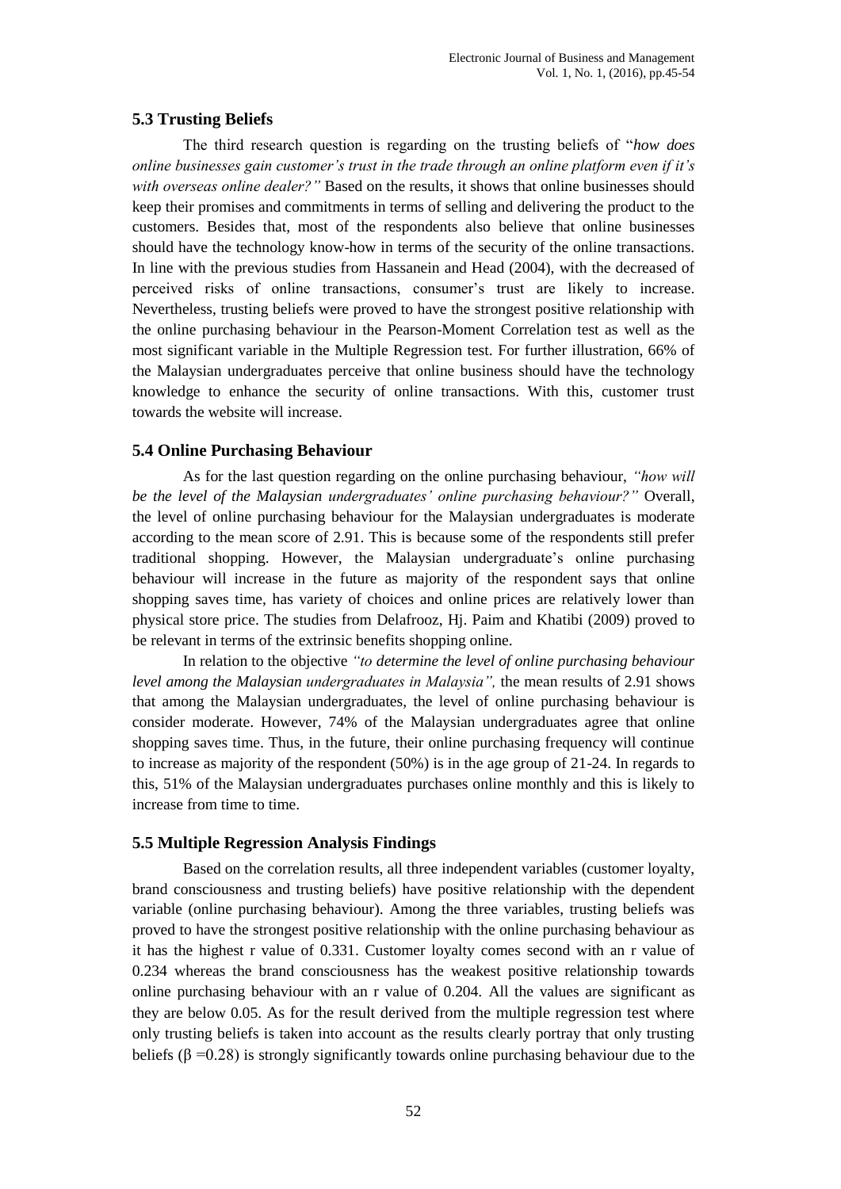## 5.3 Trusting Beliefs

The third research question is regarding on the trusting beliefs of "*how does online businesses gain customer's trust in the trade through an online platform even if it's with overseas online dealer?"* Based on the results, it shows that online businesses should keep their promises and commitments in terms of selling and delivering the product to the customers. Besides that, most of the respondents also believe that online businesses should have the technology know-how in terms of the security of the online transactions. In line with the previous studies from Hassanein and Head (2004), with the decreased of perceived risks of online transactions, consumer's trust are likely to increase. Nevertheless, trusting beliefs were proved to have the strongest positive relationship with the online purchasing behaviour in the Pearson-Moment Correlation test as well as the most significant variable in the Multiple Regression test. For further illustration, 66% of the Malaysian undergraduates perceive that online business should have the technology knowledge to enhance the security of online transactions. With this, customer trust towards the website will increase.

## 5.4 Online Purchasing Behaviour

As for the last question regarding on the online purchasing behaviour, *"how will be the level of the Malaysian undergraduates' online purchasing behaviour?"* Overall, the level of online purchasing behaviour for the Malaysian undergraduates is moderate according to the mean score of 2.91. This is because some of the respondents still prefer traditional shopping. However, the Malaysian undergraduate's online purchasing behaviour will increase in the future as majority of the respondent says that online shopping saves time, has variety of choices and online prices are relatively lower than physical store price. The studies from Delafrooz, Hj. Paim and Khatibi (2009) proved to be relevant in terms of the extrinsic benefits shopping online.

In relation to the objective *"to determine the level of online purchasing behaviour level among the Malaysian undergraduates in Malaysia",* the mean results of 2.91 shows that among the Malaysian undergraduates, the level of online purchasing behaviour is consider moderate. However, 74% of the Malaysian undergraduates agree that online shopping saves time. Thus, in the future, their online purchasing frequency will continue to increase as majority of the respondent (50%) is in the age group of 21-24. In regards to this, 51% of the Malaysian undergraduates purchases online monthly and this is likely to increase from time to time.

## 5.5 Multiple Regression Analysis Findings

Based on the correlation results, all three independent variables (customer loyalty, brand consciousness and trusting beliefs) have positive relationship with the dependent variable (online purchasing behaviour). Among the three variables, trusting beliefs was proved to have the strongest positive relationship with the online purchasing behaviour as it has the highest r value of 0.331. Customer loyalty comes second with an r value of 0.234 whereas the brand consciousness has the weakest positive relationship towards online purchasing behaviour with an r value of 0.204. All the values are significant as they are below 0.05. As for the result derived from the multiple regression test where only trusting beliefs is taken into account as the results clearly portray that only trusting beliefs ($\beta = 0.28$) is strongly significantly towards online purchasing behaviour due to the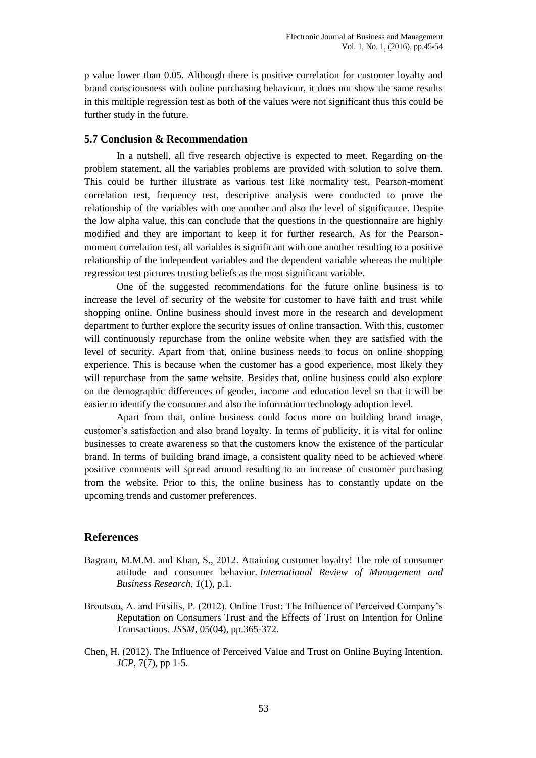p value lower than 0.05. Although there is positive correlation for customer loyalty and brand consciousness with online purchasing behaviour, it does not show the same results in this multiple regression test as both of the values were not significant thus this could be further study in the future.

### 5.7 Conclusion & Recommendation

In a nutshell, all five research objective is expected to meet. Regarding on the problem statement, all the variables problems are provided with solution to solve them. This could be further illustrate as various test like normality test, Pearson-moment correlation test, frequency test, descriptive analysis were conducted to prove the relationship of the variables with one another and also the level of significance. Despite the low alpha value, this can conclude that the questions in the questionnaire are highly modified and they are important to keep it for further research. As for the Pearson-moment correlation test, all variables is significant with one another resulting to a positive relationship of the independent variables and the dependent variable whereas the multiple regression test pictures trusting beliefs as the most significant variable.

One of the suggested recommendations for the future online business is to increase the level of security of the website for customer to have faith and trust while shopping online. Online business should invest more in the research and development department to further explore the security issues of online transaction. With this, customer will continuously repurchase from the online website when they are satisfied with the level of security. Apart from that, online business needs to focus on online shopping experience. This is because when the customer has a good experience, most likely they will repurchase from the same website. Besides that, online business could also explore on the demographic differences of gender, income and education level so that it will be easier to identify the consumer and also the information technology adoption level.

Apart from that, online business could focus more on building brand image, customer's satisfaction and also brand loyalty. In terms of publicity, it is vital for online businesses to create awareness so that the customers know the existence of the particular brand. In terms of building brand image, a consistent quality need to be achieved where positive comments will spread around resulting to an increase of customer purchasing from the website. Prior to this, the online business has to constantly update on the upcoming trends and customer preferences.

## References

Bagram, M.M.M. and Khan, S., 2012. Attaining customer loyalty! The role of consumer attitude and consumer behavior. *International Review of Management and Business Research*, *1*(1), p.1.

Broutsou, A. and Fitsilis, P. (2012). Online Trust: The Influence of Perceived Company's Reputation on Consumers Trust and the Effects of Trust on Intention for Online Transactions. *JSSM*, 05(04), pp.365-372.

Chen, H. (2012). The Influence of Perceived Value and Trust on Online Buying Intention. *JCP*, 7(7), pp 1-5.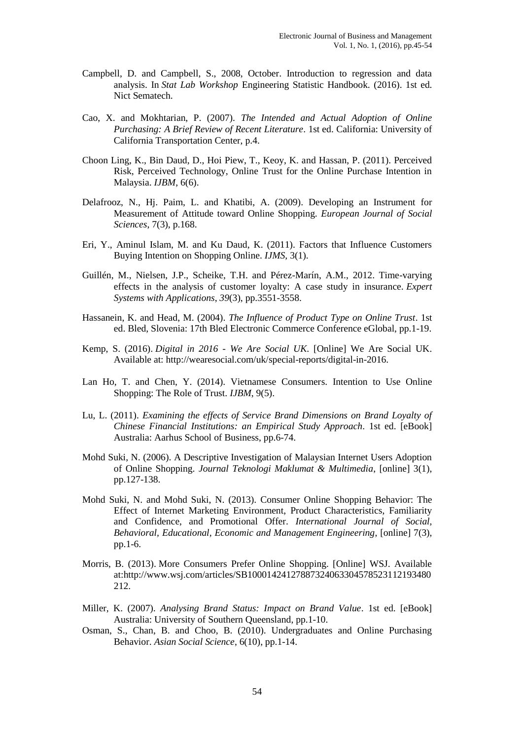Campbell, D. and Campbell, S., 2008, October. Introduction to regression and data analysis. In *Stat Lab Workshop* Engineering Statistic Handbook. (2016). 1st ed. Nict Sematech.

Cao, X. and Mokhtarian, P. (2007). *The Intended and Actual Adoption of Online Purchasing: A Brief Review of Recent Literature*. 1st ed. California: University of California Transportation Center, p.4.

Choon Ling, K., Bin Daud, D., Hoi Piew, T., Keoy, K. and Hassan, P. (2011). Perceived Risk, Perceived Technology, Online Trust for the Online Purchase Intention in Malaysia. *IJBM*, 6(6).

Delafrooz, N., Hj. Paim, L. and Khatibi, A. (2009). Developing an Instrument for Measurement of Attitude toward Online Shopping. *European Journal of Social Sciences*, 7(3), p.168.

Eri, Y., Aminul Islam, M. and Ku Daud, K. (2011). Factors that Influence Customers Buying Intention on Shopping Online. *IJMS*, 3(1).

Guillén, M., Nielsen, J.P., Scheike, T.H. and Pérez-Marín, A.M., 2012. Time-varying effects in the analysis of customer loyalty: A case study in insurance. *Expert Systems with Applications*, *39*(3), pp.3551-3558.

Hassanein, K. and Head, M. (2004). *The Influence of Product Type on Online Trust*. 1st ed. Bled, Slovenia: 17th Bled Electronic Commerce Conference eGlobal, pp.1-19.

Kemp, S. (2016). *Digital in 2016 - We Are Social UK*. [Online] We Are Social UK. Available at: http://wearesocial.com/uk/special-reports/digital-in-2016.

Lan Ho, T. and Chen, Y. (2014). Vietnamese Consumers. Intention to Use Online Shopping: The Role of Trust. *IJBM*, 9(5).

Lu, L. (2011). *Examining the effects of Service Brand Dimensions on Brand Loyalty of Chinese Financial Institutions: an Empirical Study Approach*. 1st ed. [eBook] Australia: Aarhus School of Business, pp.6-74.

Mohd Suki, N. (2006). A Descriptive Investigation of Malaysian Internet Users Adoption of Online Shopping. *Journal Teknologi Maklumat & Multimedia*, [online] 3(1), pp.127-138.

Mohd Suki, N. and Mohd Suki, N. (2013). Consumer Online Shopping Behavior: The Effect of Internet Marketing Environment, Product Characteristics, Familiarity and Confidence, and Promotional Offer. *International Journal of Social, Behavioral, Educational, Economic and Management Engineering*, [online] 7(3), pp.1-6.

Morris, B. (2013). More Consumers Prefer Online Shopping. [Online] WSJ. Available at:http://www.wsj.com/articles/SB10001424127887324063304578523112193480212.

Miller, K. (2007). *Analysing Brand Status: Impact on Brand Value*. 1st ed. [eBook] Australia: University of Southern Queensland, pp.1-10.

Osman, S., Chan, B. and Choo, B. (2010). Undergraduates and Online Purchasing Behavior. *Asian Social Science*, 6(10), pp.1-14.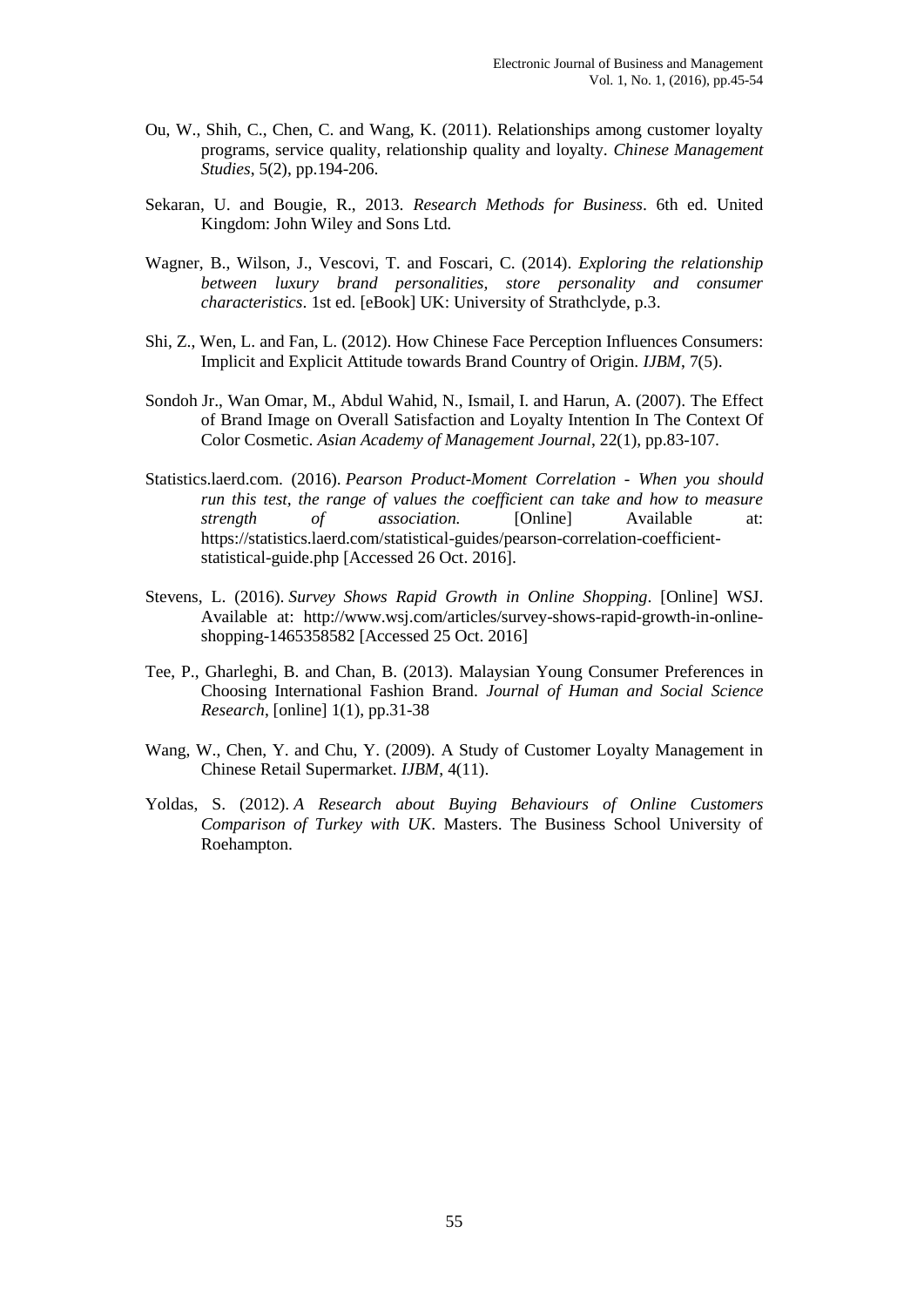Ou, W., Shih, C., Chen, C. and Wang, K. (2011). Relationships among customer loyalty programs, service quality, relationship quality and loyalty. *Chinese Management Studies*, 5(2), pp.194-206.

Sekaran, U. and Bougie, R., 2013. *Research Methods for Business*. 6th ed. United Kingdom: John Wiley and Sons Ltd.

Wagner, B., Wilson, J., Vescovi, T. and Foscari, C. (2014). *Exploring the relationship between luxury brand personalities, store personality and consumer characteristics*. 1st ed. [eBook] UK: University of Strathclyde, p.3.

Shi, Z., Wen, L. and Fan, L. (2012). How Chinese Face Perception Influences Consumers: Implicit and Explicit Attitude towards Brand Country of Origin. *IJBM*, 7(5).

Sondoh Jr., Wan Omar, M., Abdul Wahid, N., Ismail, I. and Harun, A. (2007). The Effect of Brand Image on Overall Satisfaction and Loyalty Intention In The Context Of Color Cosmetic. *Asian Academy of Management Journal*, 22(1), pp.83-107.

Statistics.laerd.com. (2016). *Pearson Product-Moment Correlation - When you should run this test, the range of values the coefficient can take and how to measure strength of association.* [Online] Available at: https://statistics.laerd.com/statistical-guides/pearson-correlation-coefficient-statistical-guide.php [Accessed 26 Oct. 2016].

Stevens, L. (2016). *Survey Shows Rapid Growth in Online Shopping*. [Online] WSJ. Available at: http://www.wsj.com/articles/survey-shows-rapid-growth-in-online-shopping-1465358582 [Accessed 25 Oct. 2016]

Tee, P., Gharleghi, B. and Chan, B. (2013). Malaysian Young Consumer Preferences in Choosing International Fashion Brand. *Journal of Human and Social Science Research*, [online] 1(1), pp.31-38

Wang, W., Chen, Y. and Chu, Y. (2009). A Study of Customer Loyalty Management in Chinese Retail Supermarket. *IJBM*, 4(11).

Yoldas, S. (2012). *A Research about Buying Behaviours of Online Customers Comparison of Turkey with UK*. Masters. The Business School University of Roehampton.